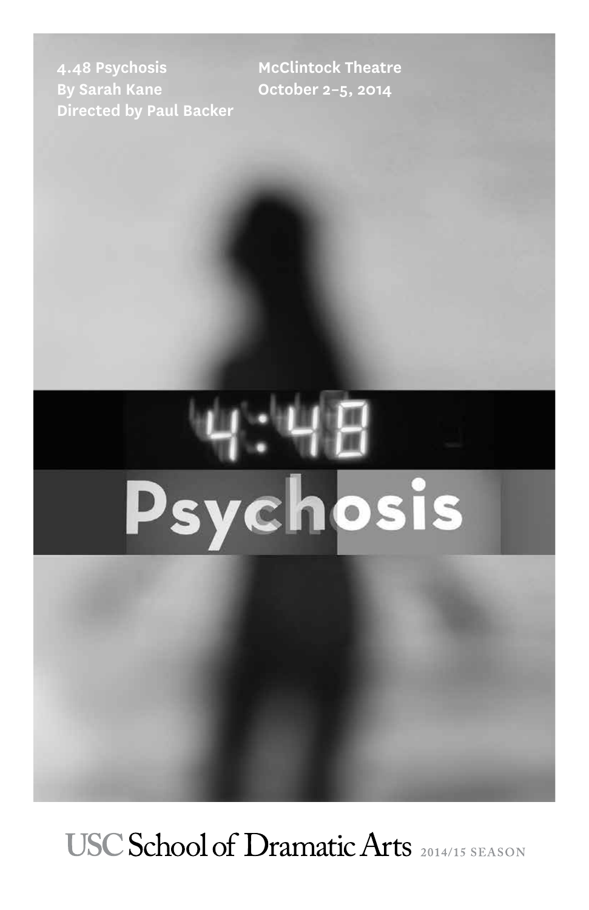4.48 Psychosis
By Sarah Kane
Directed by Paul Backer

McClintock Theatre
October 2–5, 2014

# 4:48 Psychosis

USC School of Dramatic Arts 2014/15 SEASON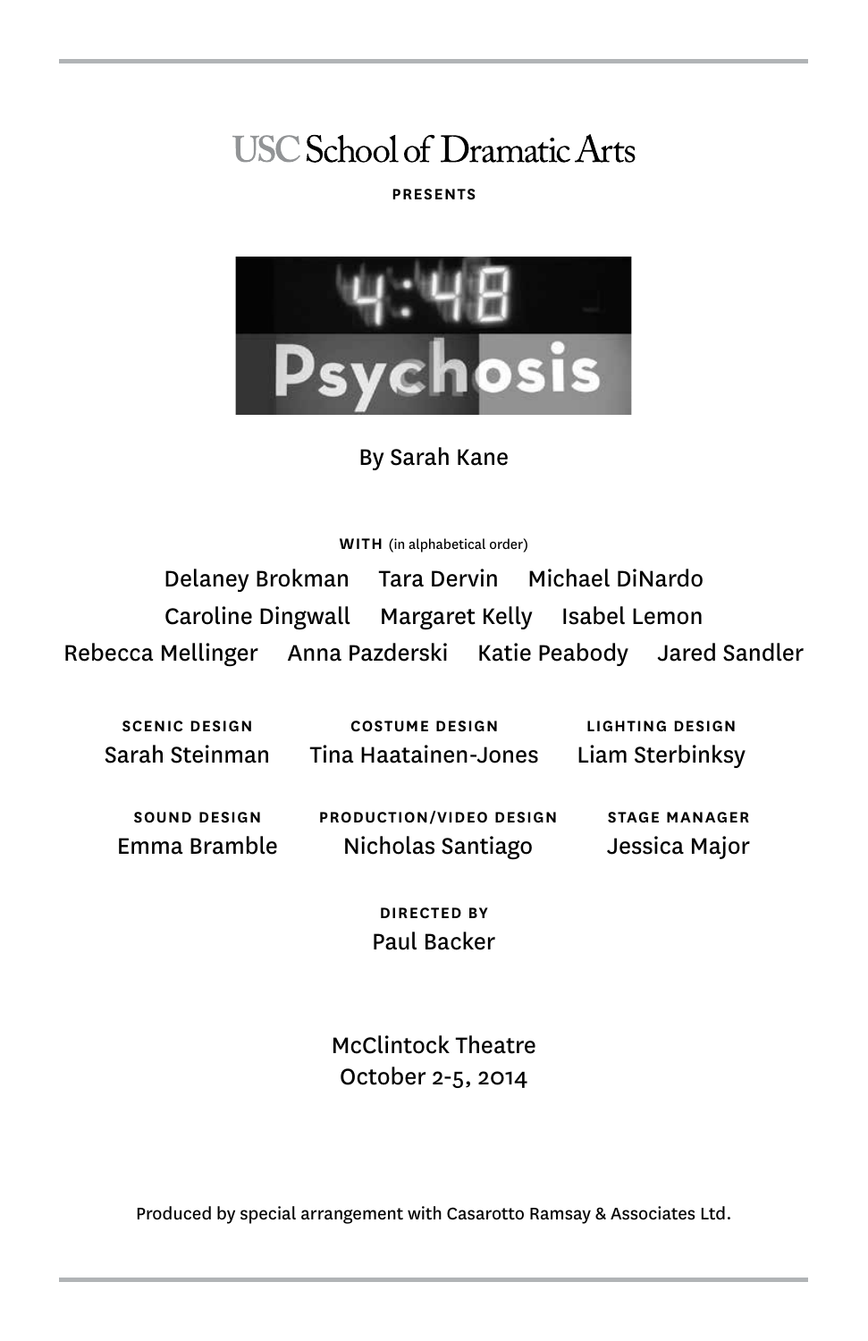USC School of Dramatic Arts

**PRESENTS**

# 4:48 Psychosis

By Sarah Kane

**WITH** (in alphabetical order)

Delaney Brokman Tara Dervin Michael DiNardo
Caroline Dingwall Margaret Kelly Isabel Lemon
Rebecca Mellinger Anna Pazderski Katie Peabody Jared Sandler

**SCENIC DESIGN**
Sarah Steinman

**COSTUME DESIGN**
Tina Haatainen-Jones

**LIGHTING DESIGN**
Liam Sterbinksy

**SOUND DESIGN**
Emma Bramble

**PRODUCTION/VIDEO DESIGN**
Nicholas Santiago

**STAGE MANAGER**
Jessica Major

**DIRECTED BY**
Paul Backer

McClintock Theatre
October 2-5, 2014

Produced by special arrangement with Casarotto Ramsay & Associates Ltd.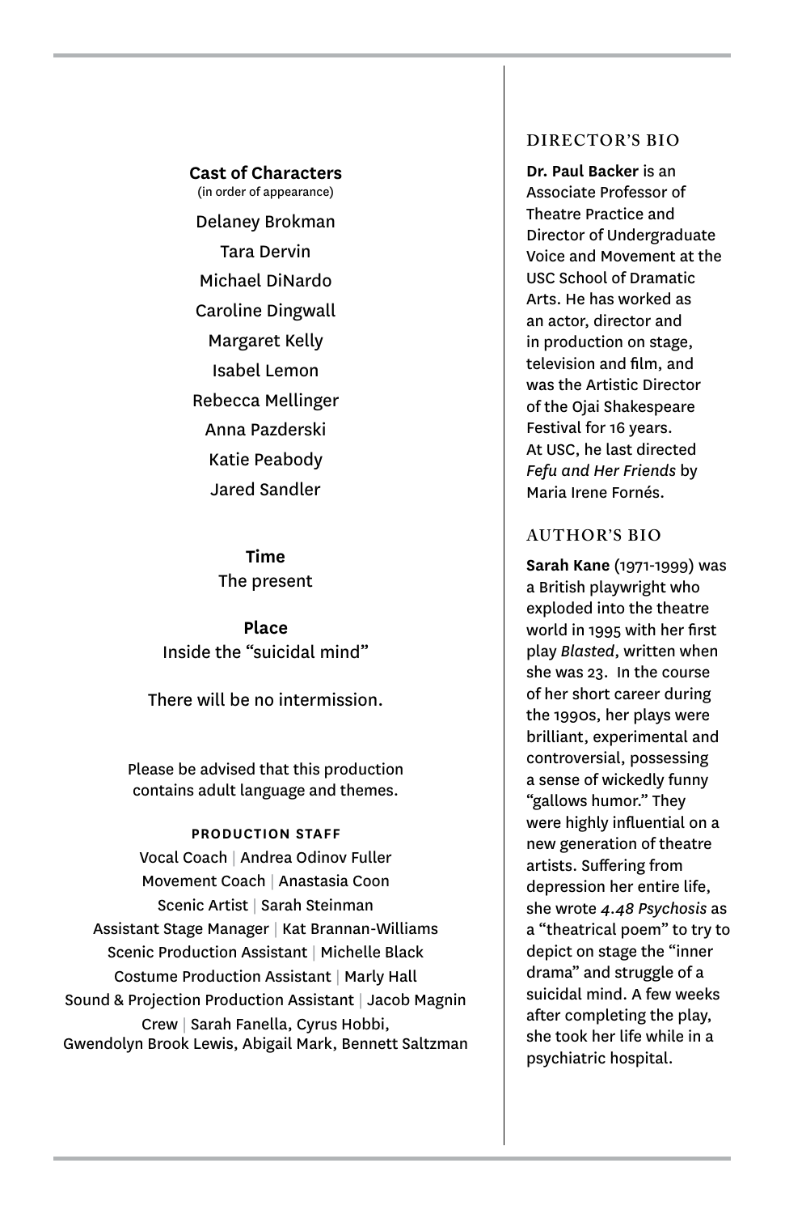**Cast of Characters**
(in order of appearance)

Delaney Brokman

Tara Dervin

Michael DiNardo

Caroline Dingwall

Margaret Kelly

Isabel Lemon

Rebecca Mellinger

Anna Pazderski

Katie Peabody

Jared Sandler

**Time**
The present

**Place**
Inside the "suicidal mind"

There will be no intermission.

Please be advised that this production contains adult language and themes.

**PRODUCTION STAFF**

Vocal Coach | Andrea Odinov Fuller
Movement Coach | Anastasia Coon
Scenic Artist | Sarah Steinman
Assistant Stage Manager | Kat Brannan-Williams
Scenic Production Assistant | Michelle Black
Costume Production Assistant | Marly Hall
Sound & Projection Production Assistant | Jacob Magnin
Crew | Sarah Fanella, Cyrus Hobbi, Gwendolyn Brook Lewis, Abigail Mark, Bennett Saltzman

## DIRECTOR'S BIO

**Dr. Paul Backer** is an Associate Professor of Theatre Practice and Director of Undergraduate Voice and Movement at the USC School of Dramatic Arts. He has worked as an actor, director and in production on stage, television and film, and was the Artistic Director of the Ojai Shakespeare Festival for 16 years. At USC, he last directed *Fefu and Her Friends* by Maria Irene Fornés.

## AUTHOR'S BIO

**Sarah Kane** (1971-1999) was a British playwright who exploded into the theatre world in 1995 with her first play *Blasted*, written when she was 23. In the course of her short career during the 1990s, her plays were brilliant, experimental and controversial, possessing a sense of wickedly funny "gallows humor." They were highly influential on a new generation of theatre artists. Suffering from depression her entire life, she wrote *4.48 Psychosis* as a "theatrical poem" to try to depict on stage the "inner drama" and struggle of a suicidal mind. A few weeks after completing the play, she took her life while in a psychiatric hospital.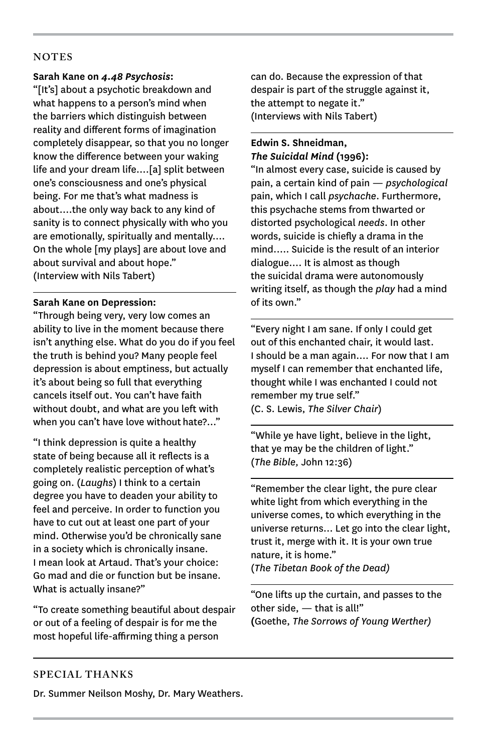## NOTES

**Sarah Kane on *4.48 Psychosis*:**

"[It's] about a psychotic breakdown and what happens to a person's mind when the barriers which distinguish between reality and different forms of imagination completely disappear, so that you no longer know the difference between your waking life and your dream life....[a] split between one's consciousness and one's physical being. For me that's what madness is about....the only way back to any kind of sanity is to connect physically with who you are emotionally, spiritually and mentally.... On the whole [my plays] are about love and about survival and about hope."
(Interview with Nils Tabert)

---

**Sarah Kane on Depression:**

"Through being very, very low comes an ability to live in the moment because there isn't anything else. What do you do if you feel the truth is behind you? Many people feel depression is about emptiness, but actually it's about being so full that everything cancels itself out. You can't have faith without doubt, and what are you left with when you can't have love without hate?..."

"I think depression is quite a healthy state of being because all it reflects is a completely realistic perception of what's going on. (*Laughs*) I think to a certain degree you have to deaden your ability to feel and perceive. In order to function you have to cut out at least one part of your mind. Otherwise you'd be chronically sane in a society which is chronically insane. I mean look at Artaud. That's your choice: Go mad and die or function but be insane. What is actually insane?"

"To create something beautiful about despair or out of a feeling of despair is for me the most hopeful life-affirming thing a person can do. Because the expression of that despair is part of the struggle against it, the attempt to negate it."
(Interviews with Nils Tabert)

---

**Edwin S. Shneidman, *The Suicidal Mind* (1996):**

"In almost every case, suicide is caused by pain, a certain kind of pain — *psychological* pain, which I call *psychache*. Furthermore, this psychache stems from thwarted or distorted psychological *needs*. In other words, suicide is chiefly a drama in the mind..... Suicide is the result of an interior dialogue.... It is almost as though the suicidal drama were autonomously writing itself, as though the *play* had a mind of its own."

---

"Every night I am sane. If only I could get out of this enchanted chair, it would last. I should be a man again.... For now that I am myself I can remember that enchanted life, thought while I was enchanted I could not remember my true self."
(C. S. Lewis, *The Silver Chair*)

---

"While ye have light, believe in the light, that ye may be the children of light."
(*The Bible,* John 12:36)

---

"Remember the clear light, the pure clear white light from which everything in the universe comes, to which everything in the universe returns... Let go into the clear light, trust it, merge with it. It is your own true nature, it is home."
(*The Tibetan Book of the Dead)*

---

"One lifts up the curtain, and passes to the other side, — that is all!"
(Goethe, *The Sorrows of Young Werther)*

---

## SPECIAL THANKS

Dr. Summer Neilson Moshy, Dr. Mary Weathers.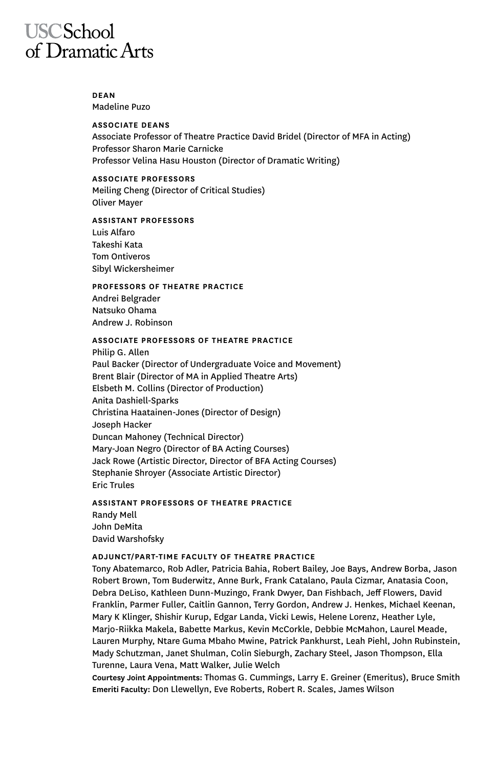# USC School of Dramatic Arts

## DEAN

Madeline Puzo

## ASSOCIATE DEANS

Associate Professor of Theatre Practice David Bridel (Director of MFA in Acting)
Professor Sharon Marie Carnicke
Professor Velina Hasu Houston (Director of Dramatic Writing)

## ASSOCIATE PROFESSORS

Meiling Cheng (Director of Critical Studies)
Oliver Mayer

## ASSISTANT PROFESSORS

Luis Alfaro
Takeshi Kata
Tom Ontiveros
Sibyl Wickersheimer

## PROFESSORS OF THEATRE PRACTICE

Andrei Belgrader
Natsuko Ohama
Andrew J. Robinson

## ASSOCIATE PROFESSORS OF THEATRE PRACTICE

Philip G. Allen
Paul Backer (Director of Undergraduate Voice and Movement)
Brent Blair (Director of MA in Applied Theatre Arts)
Elsbeth M. Collins (Director of Production)
Anita Dashiell-Sparks
Christina Haatainen-Jones (Director of Design)
Joseph Hacker
Duncan Mahoney (Technical Director)
Mary-Joan Negro (Director of BA Acting Courses)
Jack Rowe (Artistic Director, Director of BFA Acting Courses)
Stephanie Shroyer (Associate Artistic Director)
Eric Trules

## ASSISTANT PROFESSORS OF THEATRE PRACTICE

Randy Mell
John DeMita
David Warshofsky

## ADJUNCT/PART-TIME FACULTY OF THEATRE PRACTICE

Tony Abatemarco, Rob Adler, Patricia Bahia, Robert Bailey, Joe Bays, Andrew Borba, Jason Robert Brown, Tom Buderwitz, Anne Burk, Frank Catalano, Paula Cizmar, Anatasia Coon, Debra DeLiso, Kathleen Dunn-Muzingo, Frank Dwyer, Dan Fishbach, Jeff Flowers, David Franklin, Parmer Fuller, Caitlin Gannon, Terry Gordon, Andrew J. Henkes, Michael Keenan, Mary K Klinger, Shishir Kurup, Edgar Landa, Vicki Lewis, Helene Lorenz, Heather Lyle, Marjo-Riikka Makela, Babette Markus, Kevin McCorkle, Debbie McMahon, Laurel Meade, Lauren Murphy, Ntare Guma Mbaho Mwine, Patrick Pankhurst, Leah Piehl, John Rubinstein, Mady Schutzman, Janet Shulman, Colin Sieburgh, Zachary Steel, Jason Thompson, Ella Turenne, Laura Vena, Matt Walker, Julie Welch

**Courtesy Joint Appointments:** Thomas G. Cummings, Larry E. Greiner (Emeritus), Bruce Smith
**Emeriti Faculty:** Don Llewellyn, Eve Roberts, Robert R. Scales, James Wilson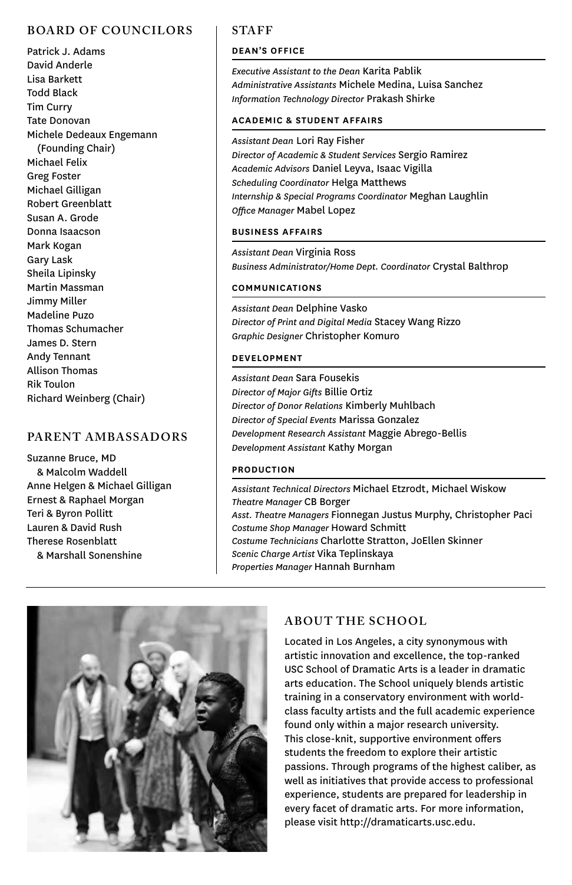## BOARD OF COUNCILORS

Patrick J. Adams
David Anderle
Lisa Barkett
Todd Black
Tim Curry
Tate Donovan
Michele Dedeaux Engemann (Founding Chair)
Michael Felix
Greg Foster
Michael Gilligan
Robert Greenblatt
Susan A. Grode
Donna Isaacson
Mark Kogan
Gary Lask
Sheila Lipinsky
Martin Massman
Jimmy Miller
Madeline Puzo
Thomas Schumacher
James D. Stern
Andy Tennant
Allison Thomas
Rik Toulon
Richard Weinberg (Chair)

## PARENT AMBASSADORS

Suzanne Bruce, MD & Malcolm Waddell
Anne Helgen & Michael Gilligan
Ernest & Raphael Morgan
Teri & Byron Pollitt
Lauren & David Rush
Therese Rosenblatt & Marshall Sonenshine

## STAFF

### DEAN'S OFFICE

*Executive Assistant to the Dean* Karita Pablik
*Administrative Assistants* Michele Medina, Luisa Sanchez
*Information Technology Director* Prakash Shirke

### ACADEMIC & STUDENT AFFAIRS

*Assistant Dean* Lori Ray Fisher
*Director of Academic & Student Services* Sergio Ramirez
*Academic Advisors* Daniel Leyva, Isaac Vigilla
*Scheduling Coordinator* Helga Matthews
*Internship & Special Programs Coordinator* Meghan Laughlin
*Office Manager* Mabel Lopez

### BUSINESS AFFAIRS

*Assistant Dean* Virginia Ross
*Business Administrator/Home Dept. Coordinator* Crystal Balthrop

### COMMUNICATIONS

*Assistant Dean* Delphine Vasko
*Director of Print and Digital Media* Stacey Wang Rizzo
*Graphic Designer* Christopher Komuro

### DEVELOPMENT

*Assistant Dean* Sara Fousekis
*Director of Major Gifts* Billie Ortiz
*Director of Donor Relations* Kimberly Muhlbach
*Director of Special Events* Marissa Gonzalez
*Development Research Assistant* Maggie Abrego-Bellis
*Development Assistant* Kathy Morgan

### PRODUCTION

*Assistant Technical Directors* Michael Etzrodt, Michael Wiskow
*Theatre Manager* CB Borger
*Asst. Theatre Managers* Fionnegan Justus Murphy, Christopher Paci
*Costume Shop Manager* Howard Schmitt
*Costume Technicians* Charlotte Stratton, JoEllen Skinner
*Scenic Charge Artist* Vika Teplinskaya
*Properties Manager* Hannah Burnham

## ABOUT THE SCHOOL

Located in Los Angeles, a city synonymous with artistic innovation and excellence, the top-ranked USC School of Dramatic Arts is a leader in dramatic arts education. The School uniquely blends artistic training in a conservatory environment with world-class faculty artists and the full academic experience found only within a major research university. This close-knit, supportive environment offers students the freedom to explore their artistic passions. Through programs of the highest caliber, as well as initiatives that provide access to professional experience, students are prepared for leadership in every facet of dramatic arts. For more information, please visit http://dramaticarts.usc.edu.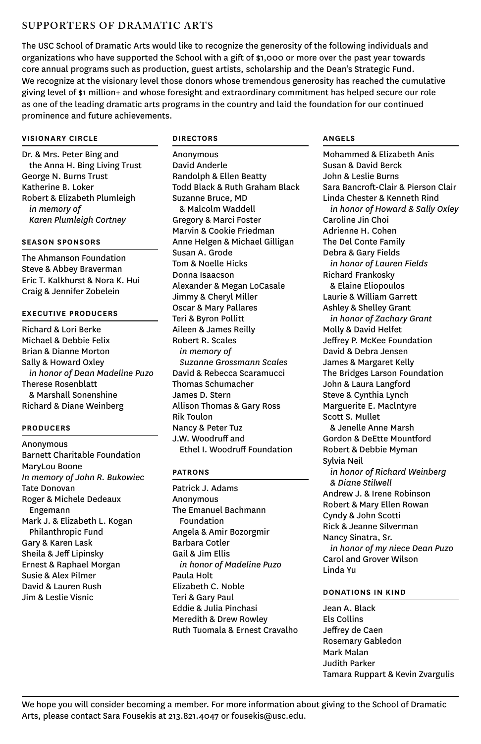# SUPPORTERS OF DRAMATIC ARTS

The USC School of Dramatic Arts would like to recognize the generosity of the following individuals and organizations who have supported the School with a gift of $1,000 or more over the past year towards core annual programs such as production, guest artists, scholarship and the Dean's Strategic Fund. We recognize at the visionary level those donors whose tremendous generosity has reached the cumulative giving level of $1 million+ and whose foresight and extraordinary commitment has helped secure our role as one of the leading dramatic arts programs in the country and laid the foundation for our continued prominence and future achievements.

## VISIONARY CIRCLE

Dr. & Mrs. Peter Bing and the Anna H. Bing Living Trust
George N. Burns Trust
Katherine B. Loker
Robert & Elizabeth Plumleigh *in memory of Karen Plumleigh Cortney*

## SEASON SPONSORS

The Ahmanson Foundation
Steve & Abbey Braverman
Eric T. Kalkhurst & Nora K. Hui
Craig & Jennifer Zobelein

## EXECUTIVE PRODUCERS

Richard & Lori Berke
Michael & Debbie Felix
Brian & Dianne Morton
Sally & Howard Oxley *in honor of Dean Madeline Puzo*
Therese Rosenblatt & Marshall Sonenshine
Richard & Diane Weinberg

## PRODUCERS

Anonymous
Barnett Charitable Foundation
MaryLou Boone
*In memory of John R. Bukowiec*
Tate Donovan
Roger & Michele Dedeaux Engemann
Mark J. & Elizabeth L. Kogan Philanthropic Fund
Gary & Karen Lask
Sheila & Jeff Lipinsky
Ernest & Raphael Morgan
Susie & Alex Pilmer
David & Lauren Rush
Jim & Leslie Visnic

## DIRECTORS

Anonymous
David Anderle
Randolph & Ellen Beatty
Todd Black & Ruth Graham Black
Suzanne Bruce, MD & Malcolm Waddell
Gregory & Marci Foster
Marvin & Cookie Friedman
Anne Helgen & Michael Gilligan
Susan A. Grode
Tom & Noelle Hicks
Donna Isaacson
Alexander & Megan LoCasale
Jimmy & Cheryl Miller
Oscar & Mary Pallares
Teri & Byron Pollitt
Aileen & James Reilly
Robert R. Scales *in memory of Suzanne Grossmann Scales*
David & Rebecca Scaramucci
Thomas Schumacher
James D. Stern
Allison Thomas & Gary Ross
Rik Toulon
Nancy & Peter Tuz
J.W. Woodruff and Ethel I. Woodruff Foundation

## PATRONS

Patrick J. Adams
Anonymous
The Emanuel Bachmann Foundation
Angela & Amir Bozorgmir
Barbara Cotler
Gail & Jim Ellis *in honor of Madeline Puzo*
Paula Holt
Elizabeth C. Noble
Teri & Gary Paul
Eddie & Julia Pinchasi
Meredith & Drew Rowley
Ruth Tuomala & Ernest Cravalho

## ANGELS

Mohammed & Elizabeth Anis
Susan & David Berck
John & Leslie Burns
Sara Bancroft-Clair & Pierson Clair
Linda Chester & Kenneth Rind *in honor of Howard & Sally Oxley*
Caroline Jin Choi
Adrienne H. Cohen
The Del Conte Family
Debra & Gary Fields *in honor of Lauren Fields*
Richard Frankosky & Elaine Eliopoulos
Laurie & William Garrett
Ashley & Shelley Grant *in honor of Zachary Grant*
Molly & David Helfet
Jeffrey P. McKee Foundation
David & Debra Jensen
James & Margaret Kelly
The Bridges Larson Foundation
John & Laura Langford
Steve & Cynthia Lynch
Marguerite E. MacIntyre
Scott S. Mullet & Jenelle Anne Marsh
Gordon & DeEtte Mountford
Robert & Debbie Myman
Sylvia Neil *in honor of Richard Weinberg & Diane Stilwell*
Andrew J. & Irene Robinson
Robert & Mary Ellen Rowan
Cyndy & John Scotti
Rick & Jeanne Silverman
Nancy Sinatra, Sr. *in honor of my niece Dean Puzo*
Carol and Grover Wilson
Linda Yu

## DONATIONS IN KIND

Jean A. Black
Els Collins
Jeffrey de Caen
Rosemary Gabledon
Mark Malan
Judith Parker
Tamara Ruppart & Kevin Zvargulis

---

We hope you will consider becoming a member. For more information about giving to the School of Dramatic Arts, please contact Sara Fousekis at 213.821.4047 or fousekis@usc.edu.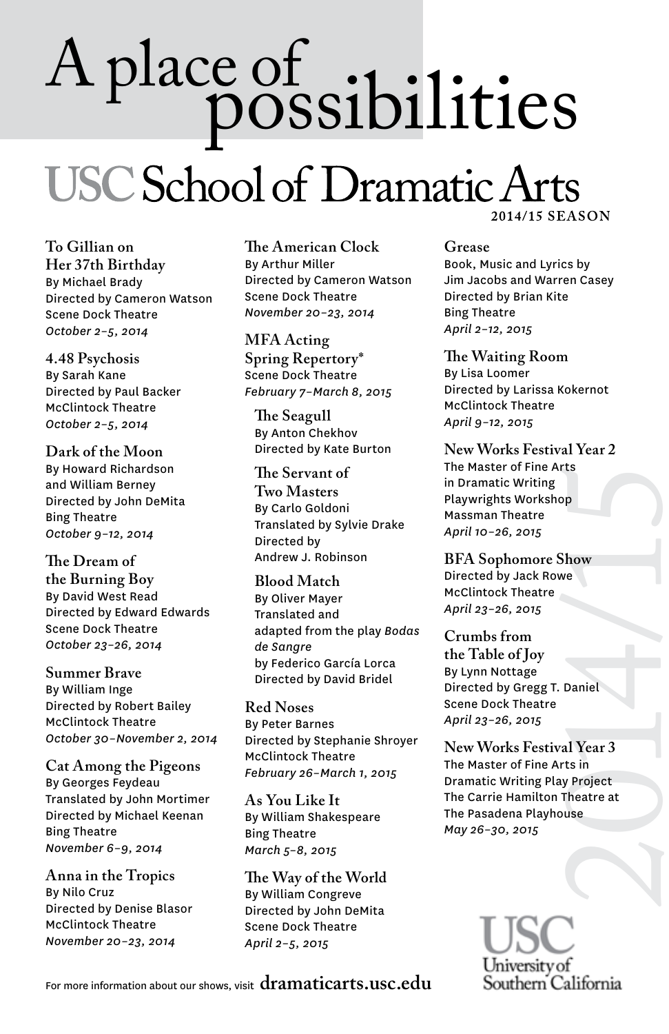# A place of possibilities

## USC School of Dramatic Arts

2014/15 SEASON

**To Gillian on Her 37th Birthday**
By Michael Brady
Directed by Cameron Watson
Scene Dock Theatre
*October 2–5, 2014*

**4.48 Psychosis**
By Sarah Kane
Directed by Paul Backer
McClintock Theatre
*October 2–5, 2014*

**Dark of the Moon**
By Howard Richardson and William Berney
Directed by John DeMita
Bing Theatre
*October 9–12, 2014*

**The Dream of the Burning Boy**
By David West Read
Directed by Edward Edwards
Scene Dock Theatre
*October 23–26, 2014*

**Summer Brave**
By William Inge
Directed by Robert Bailey
McClintock Theatre
*October 30–November 2, 2014*

**Cat Among the Pigeons**
By Georges Feydeau
Translated by John Mortimer
Directed by Michael Keenan
Bing Theatre
*November 6–9, 2014*

**Anna in the Tropics**
By Nilo Cruz
Directed by Denise Blasor
McClintock Theatre
*November 20–23, 2014*

**The American Clock**
By Arthur Miller
Directed by Cameron Watson
Scene Dock Theatre
*November 20–23, 2014*

**MFA Acting Spring Repertory***
Scene Dock Theatre
*February 7–March 8, 2015*

**The Seagull**
By Anton Chekhov
Directed by Kate Burton

**The Servant of Two Masters**
By Carlo Goldoni
Translated by Sylvie Drake
Directed by Andrew J. Robinson

**Blood Match**
By Oliver Mayer
Translated and adapted from the play *Bodas de Sangre*
by Federico García Lorca
Directed by David Bridel

**Red Noses**
By Peter Barnes
Directed by Stephanie Shroyer
McClintock Theatre
*February 26–March 1, 2015*

**As You Like It**
By William Shakespeare
Bing Theatre
*March 5–8, 2015*

**The Way of the World**
By William Congreve
Directed by John DeMita
Scene Dock Theatre
*April 2–5, 2015*

**Grease**
Book, Music and Lyrics by Jim Jacobs and Warren Casey
Directed by Brian Kite
Bing Theatre
*April 2–12, 2015*

**The Waiting Room**
By Lisa Loomer
Directed by Larissa Kokernot
McClintock Theatre
*April 9–12, 2015*

**New Works Festival Year 2**
The Master of Fine Arts in Dramatic Writing Playwrights Workshop
Massman Theatre
*April 10–26, 2015*

**BFA Sophomore Show**
Directed by Jack Rowe
McClintock Theatre
*April 23–26, 2015*

**Crumbs from the Table of Joy**
By Lynn Nottage
Directed by Gregg T. Daniel
Scene Dock Theatre
*April 23–26, 2015*

**New Works Festival Year 3**
The Master of Fine Arts in Dramatic Writing Play Project
The Carrie Hamilton Theatre at The Pasadena Playhouse
*May 26–30, 2015*

2014/15

For more information about our shows, visit **dramaticarts.usc.edu**

USC University of Southern California